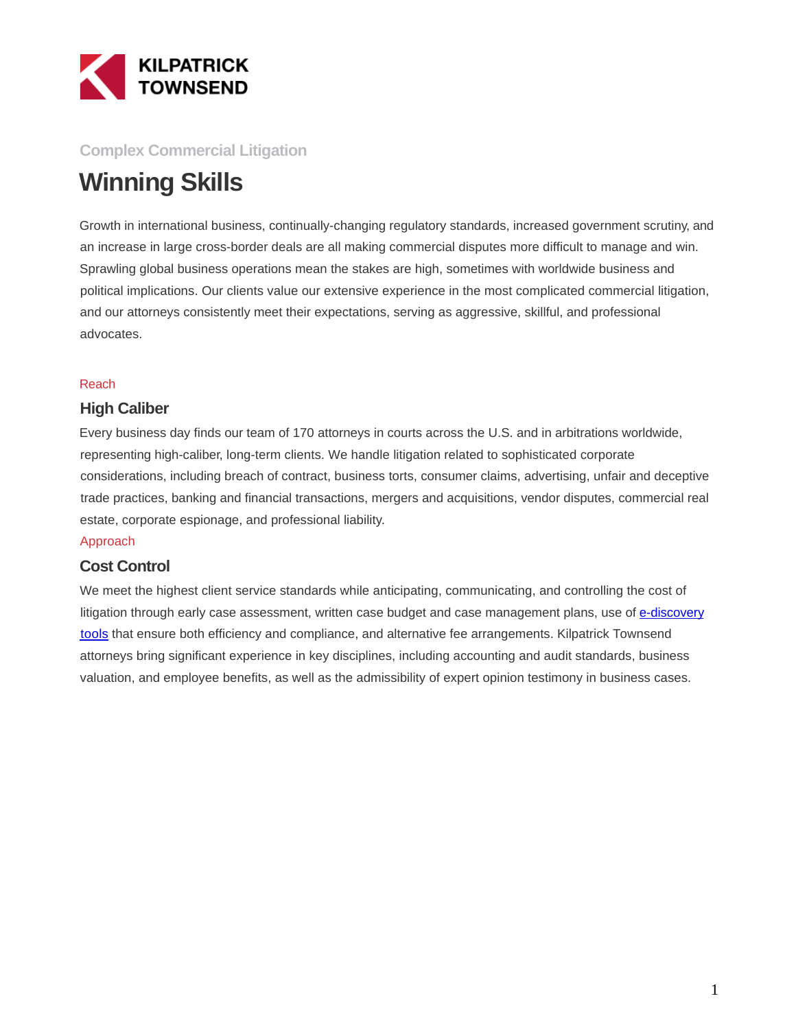KILPATRICK TOWNSEND

Complex Commercial Litigation

# Winning Skills

Growth in international business, continually-changing regulatory standards, increased government scrutiny, and an increase in large cross-border deals are all making commercial disputes more difficult to manage and win. Sprawling global business operations mean the stakes are high, sometimes with worldwide business and political implications. Our clients value our extensive experience in the most complicated commercial litigation, and our attorneys consistently meet their expectations, serving as aggressive, skillful, and professional advocates.

Reach

## High Caliber

Every business day finds our team of 170 attorneys in courts across the U.S. and in arbitrations worldwide, representing high-caliber, long-term clients. We handle litigation related to sophisticated corporate considerations, including breach of contract, business torts, consumer claims, advertising, unfair and deceptive trade practices, banking and financial transactions, mergers and acquisitions, vendor disputes, commercial real estate, corporate espionage, and professional liability.

Approach

## Cost Control

We meet the highest client service standards while anticipating, communicating, and controlling the cost of litigation through early case assessment, written case budget and case management plans, use of e-discovery tools that ensure both efficiency and compliance, and alternative fee arrangements. Kilpatrick Townsend attorneys bring significant experience in key disciplines, including accounting and audit standards, business valuation, and employee benefits, as well as the admissibility of expert opinion testimony in business cases.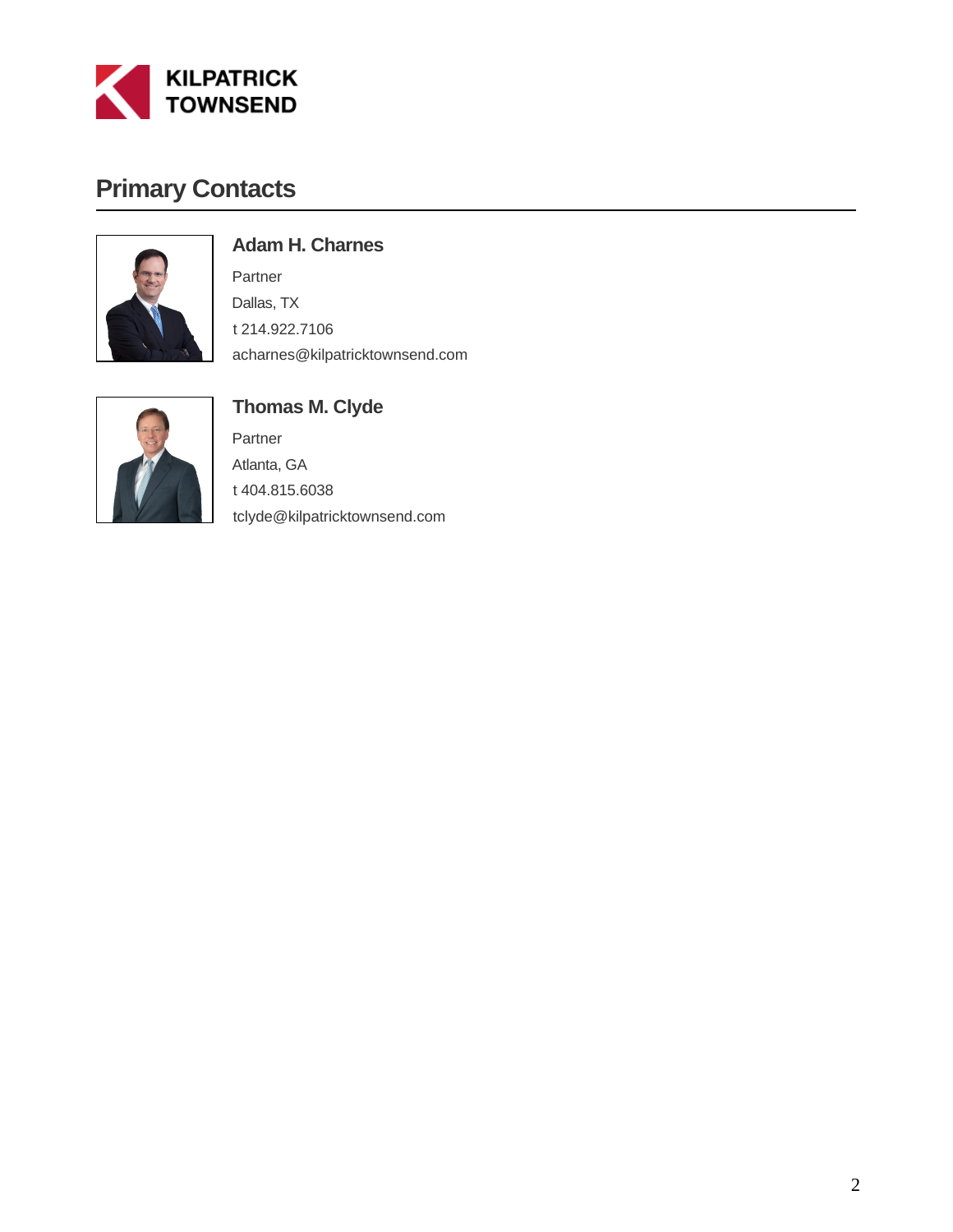## Primary Contacts

### Adam H. Charnes

Partner

Dallas, TX

t 214.922.7106

acharnes@kilpatricktownsend.com

### Thomas M. Clyde

Partner

Atlanta, GA

t 404.815.6038

tclyde@kilpatricktownsend.com